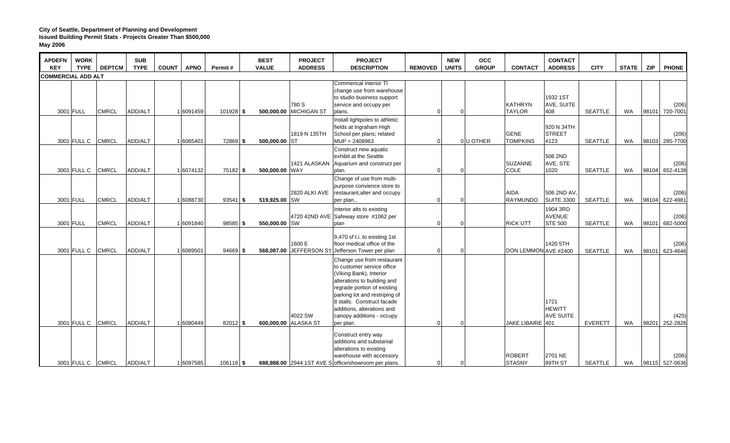**City of Seattle, Department of Planning and Development**
**Issued Building Permit Stats - Projects Greater Than $500,000**
**May 2006**

| APDEFN KEY | WORK TYPE | DEPTCM | SUB TYPE | COUNT | APNO | Permit # | BEST VALUE | PROJECT ADDRESS | PROJECT DESCRIPTION | REMOVED | NEW UNITS | OCC GROUP | CONTACT | CONTACT ADDRESS | CITY | STATE | ZIP | PHONE |
|---|---|---|---|---|---|---|---|---|---|---|---|---|---|---|---|---|---|---|
| **COMMERCIAL ADD ALT** | | | | | | | | | | | | | | | | | | |
| 3001 | FULL | CMRCL | ADD/ALT | 1 | 6091459 | 101928 | $ 500,000.00 | 780 S MICHIGAN ST | Commerical interior TI change use from warehouse to studio business support service and occupy per plans. | 0 | 0 | | KATHRYN TAYLOR | 1932 1ST AVE, SUITE 408 | SEATTLE | WA | 98101 | (206) 720-7001 |
| 3001 | FULL C | CMRCL | ADD/ALT | 1 | 6065401 | 72869 | $ 500,000.00 | 1819 N 135TH ST | Install lightpoles to athletic fields at Ingraham High School per plans; related MUP = 2408963 | 0 | 0 | U OTHER | GENE TOMPKINS | 920 N 34TH STREET #123 | SEATTLE | WA | 98103 | (206) 285-7700 |
| 3001 | FULL C | CMRCL | ADD/ALT | 1 | 6074132 | 75182 | $ 500,000.00 | 1421 ALASKAN WAY | Construct new aquatic exhibit at the Seattle Aquarium and construct per plan. | 0 | 0 | | SUZANNE COLE | 506 2ND AVE, STE 1020 | SEATTLE | WA | 98104 | (206) 652-4138 |
| 3001 | FULL | CMRCL | ADD/ALT | 1 | 6088730 | 93541 | $ 519,925.00 | 2820 ALKI AVE SW | Change of use from multi-purpose convience store to restaurant,alter and occupy per plan., | 0 | 0 | | AIDA RAYMUNDO | 506 2ND AV, SUITE 3300 | SEATTLE | WA | 98104 | (206) 622-4981 |
| 3001 | FULL | CMRCL | ADD/ALT | 1 | 6091840 | 98585 | $ 550,000.00 | 4720 42ND AVE SW | Interior alts to existing Safeway store #1062 per plan | 0 | 0 | | RICK UTT | 1904 3RD AVENUE STE 500 | SEATTLE | WA | 98101 | (206) 682-5000 |
| 3001 | FULL C | CMRCL | ADD/ALT | 1 | 6089501 | 94669 | $ 568,087.00 | 1600 E JEFFERSON ST | 9,470 sf t.i. to existing 1st floor medical office of the Jefferson Tower per plan | 0 | 0 | | DON LEMMON | 1420 5TH AVE #2400 | SEATTLE | WA | 98101 | (206) 623-4646 |
| 3001 | FULL C | CMRCL | ADD/ALT | 1 | 6080449 | 82012 | $ 600,000.00 | 4022 SW ALASKA ST | Change use from restaurant to customer service office (Viking Bank), Interior alterations to building and regrade portion of existing parking lot and restriping of 8 stalls. Construct facade additions, alterations and canopy additions - occupy per plan. | 0 | 0 | | JAKE LIBAIRE | 1721 HEWITT AVE SUITE 401 | EVERETT | WA | 98201 | (425) 252-2826 |
| 3001 | FULL C | CMRCL | ADD/ALT | 1 | 6097585 | 106116 | $ 688,988.00 | 2944 1ST AVE S | Construct entry way additions and substanial alterations to existing warehouse with accessory office/showroom per plans. | 0 | 0 | | ROBERT STASNY | 2701 NE 89TH ST | SEATTLE | WA | 98115 | (206) 527-0636 |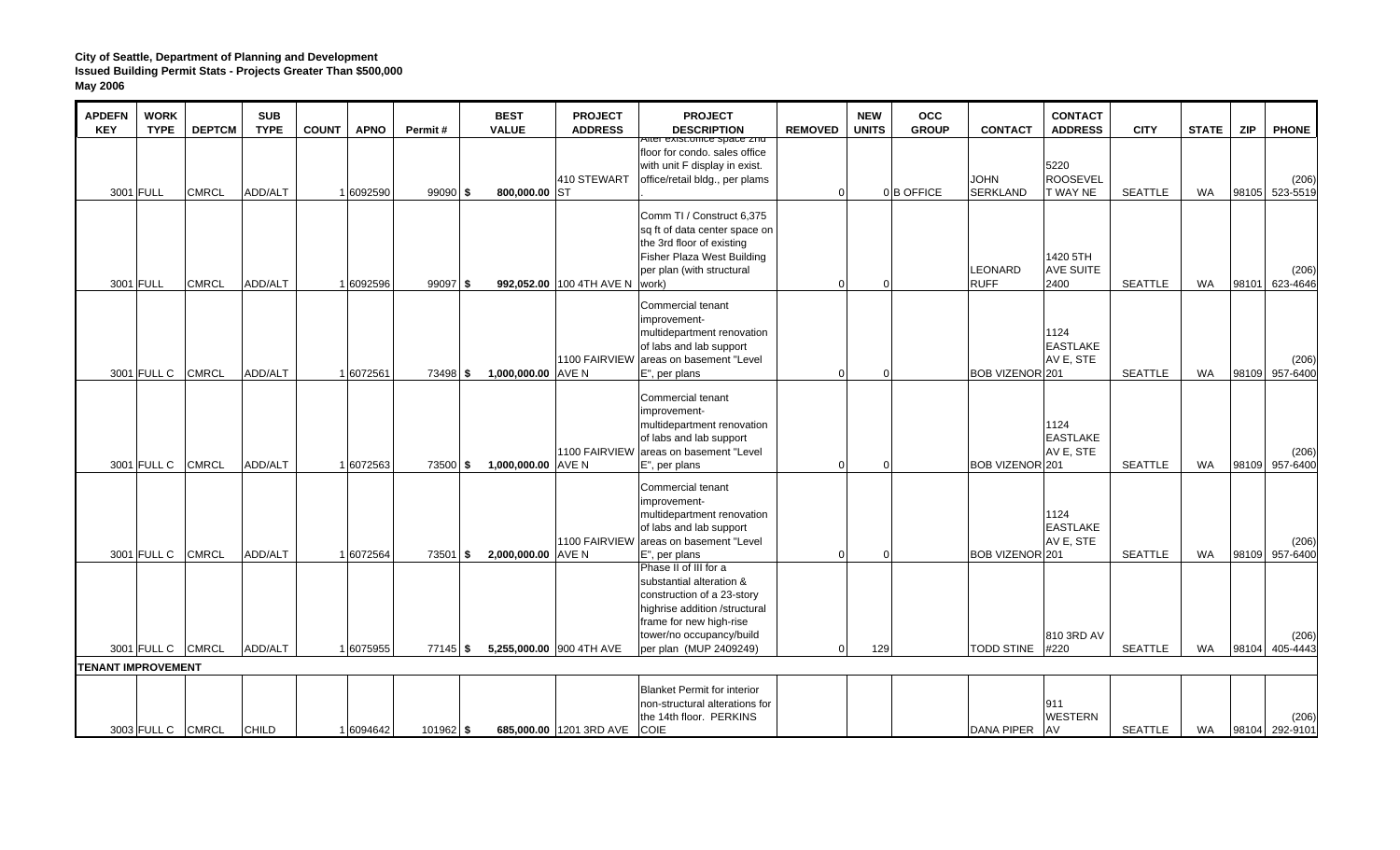**City of Seattle, Department of Planning and Development**
**Issued Building Permit Stats - Projects Greater Than $500,000**
**May 2006**

| APDEFN KEY | WORK TYPE | DEPTCM | SUB TYPE | COUNT | APNO | Permit # | BEST VALUE | PROJECT ADDRESS | PROJECT DESCRIPTION | REMOVED | NEW UNITS | OCC GROUP | CONTACT | CONTACT ADDRESS | CITY | STATE | ZIP | PHONE |
|---|---|---|---|---|---|---|---|---|---|---|---|---|---|---|---|---|---|---|
| 3001 | FULL | CMRCL | ADD/ALT | 1 | 6092590 | 99090 | $ 800,000.00 | 410 STEWART ST | Alter exist.office space 2nd floor for condo. sales office with unit F display in exist. office/retail bldg., per plams . | 0 | 0 | B OFFICE | JOHN SERKLAND | 5220 ROOSEVELT WAY NE | SEATTLE | WA | 98105 | (206) 523-5519 |
| 3001 | FULL | CMRCL | ADD/ALT | 1 | 6092596 | 99097 | $ 992,052.00 | 100 4TH AVE N | Comm TI / Construct 6,375 sq ft of data center space on the 3rd floor of existing Fisher Plaza West Building per plan (with structural work) | 0 | 0 | | LEONARD RUFF | 1420 5TH AVE SUITE 2400 | SEATTLE | WA | 98101 | (206) 623-4646 |
| 3001 | FULL C | CMRCL | ADD/ALT | 1 | 6072561 | 73498 | $ 1,000,000.00 | 1100 FAIRVIEW AVE N | Commercial tenant improvement-multidepartment renovation of labs and lab support areas on basement "Level E", per plans | 0 | 0 | | BOB VIZENOR | 1124 EASTLAKE AV E, STE 201 | SEATTLE | WA | 98109 | (206) 957-6400 |
| 3001 | FULL C | CMRCL | ADD/ALT | 1 | 6072563 | 73500 | $ 1,000,000.00 | 1100 FAIRVIEW AVE N | Commercial tenant improvement-multidepartment renovation of labs and lab support areas on basement "Level E", per plans | 0 | 0 | | BOB VIZENOR | 1124 EASTLAKE AV E, STE 201 | SEATTLE | WA | 98109 | (206) 957-6400 |
| 3001 | FULL C | CMRCL | ADD/ALT | 1 | 6072564 | 73501 | $ 2,000,000.00 | 1100 FAIRVIEW AVE N | Commercial tenant improvement-multidepartment renovation of labs and lab support areas on basement "Level E", per plans | 0 | 0 | | BOB VIZENOR | 1124 EASTLAKE AV E, STE 201 | SEATTLE | WA | 98109 | (206) 957-6400 |
| 3001 | FULL C | CMRCL | ADD/ALT | 1 | 6075955 | 77145 | $ 5,255,000.00 | 900 4TH AVE | Phase II of III for a substantial alteration & construction of a 23-story highrise addition /structural frame for new high-rise tower/no occupancy/build per plan (MUP 2409249) | 0 | 129 | | TODD STINE | 810 3RD AV #220 | SEATTLE | WA | 98104 | (206) 405-4443 |
| **TENANT IMPROVEMENT** | | | | | | | | | | | | | | | | | | |
| 3003 | FULL C | CMRCL | CHILD | 1 | 6094642 | 101962 | $ 685,000.00 | 1201 3RD AVE | Blanket Permit for interior non-structural alterations for the 14th floor. PERKINS COIE | | | | DANA PIPER | 911 WESTERN AV | SEATTLE | WA | 98104 | (206) 292-9101 |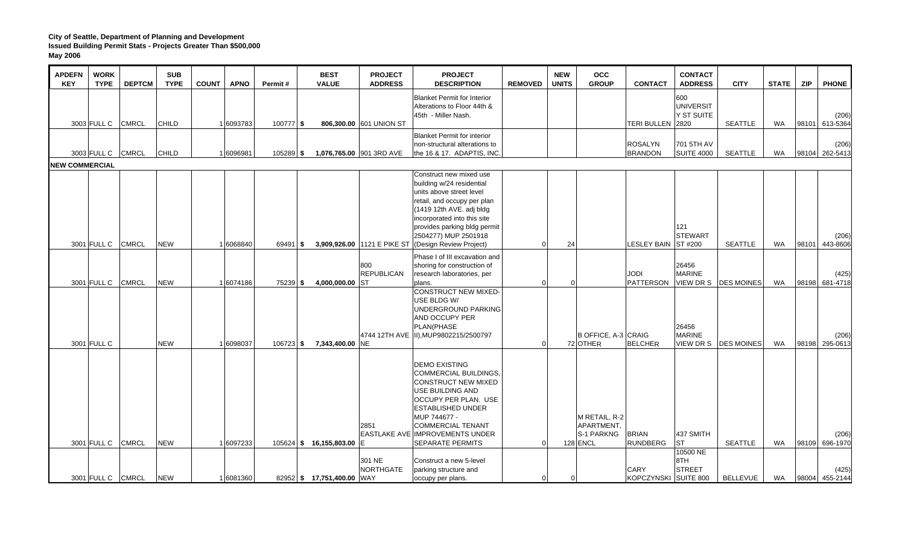**City of Seattle, Department of Planning and Development**
**Issued Building Permit Stats - Projects Greater Than $500,000**
**May 2006**

| APDEFN KEY | WORK TYPE | DEPTCM | SUB TYPE | COUNT | APNO | Permit # | BEST VALUE | PROJECT ADDRESS | PROJECT DESCRIPTION | REMOVED | NEW UNITS | OCC GROUP | CONTACT | CONTACT ADDRESS | CITY | STATE | ZIP | PHONE |
|---|---|---|---|---|---|---|---|---|---|---|---|---|---|---|---|---|---|---|
| 3003 | FULL C | CMRCL | CHILD | 1 | 6093783 | 100777 | $ 806,300.00 | 601 UNION ST | Blanket Permit for Interior Alterations to Floor 44th & 45th - Miller Nash. | | | | TERI BULLEN | 600 UNIVERSITY ST SUITE 2820 | SEATTLE | WA | 98101 | (206) 613-5364 |
| 3003 | FULL C | CMRCL | CHILD | 1 | 6096981 | 105289 | $ 1,076,765.00 | 901 3RD AVE | Blanket Permit for interior non-structural alterations to the 16 & 17. ADAPTIS, INC. | | | | ROSALYN BRANDON | 701 5TH AV SUITE 4000 | SEATTLE | WA | 98104 | (206) 262-5413 |
| **NEW COMMERCIAL** | | | | | | | | | | | | | | | | | | |
| 3001 | FULL C | CMRCL | NEW | 1 | 6068840 | 69491 | $ 3,909,926.00 | 1121 E PIKE ST | Construct new mixed use building w/24 residential units above street level retail, and occupy per plan (1419 12th AVE. adj bldg incorporated into this site provides parking bldg permit 2504277) MUP 2501918 (Design Review Project) | 0 | 24 | | LESLEY BAIN | 121 STEWART ST #200 | SEATTLE | WA | 98101 | (206) 443-8606 |
| 3001 | FULL C | CMRCL | NEW | 1 | 6074186 | 75239 | $ 4,000,000.00 | 800 REPUBLICAN ST | Phase I of III excavation and shoring for construction of research laboratories, per plans. | 0 | 0 | | JODI PATTERSON | 26456 MARINE VIEW DR S | DES MOINES | WA | 98198 | (425) 681-4718 |
| 3001 | FULL C | | NEW | 1 | 6098037 | 106723 | $ 7,343,400.00 | 4744 12TH AVE NE | CONSTRUCT NEW MIXED-USE BLDG W/ UNDERGROUND PARKING AND OCCUPY PER PLAN(PHASE II),MUP9802215/2500797 | 0 | 72 | B OFFICE, A-3 OTHER | CRAIG BELCHER | 26456 MARINE VIEW DR S | DES MOINES | WA | 98198 | (206) 295-0613 |
| 3001 | FULL C | CMRCL | NEW | 1 | 6097233 | 105624 | $ 16,155,803.00 | 2851 EASTLAKE AVE E | DEMO EXISTING COMMERCIAL BUILDINGS, CONSTRUCT NEW MIXED USE BUILDING AND OCCUPY PER PLAN. USE ESTABLISHED UNDER MUP 744677 - COMMERCIAL TENANT IMPROVEMENTS UNDER SEPARATE PERMITS | 0 | 128 | M RETAIL, R-2 APARTMENT, S-1 PARKNG ENCL | BRIAN RUNDBERG | 437 SMITH ST | SEATTLE | WA | 98109 | (206) 696-1970 |
| 3001 | FULL C | CMRCL | NEW | 1 | 6081360 | 82952 | $ 17,751,400.00 | 301 NE NORTHGATE WAY | Construct a new 5-level parking structure and occupy per plans. | 0 | 0 | | CARY KOPCZYNSKI | 10500 NE 8TH STREET SUITE 800 | BELLEVUE | WA | 98004 | (425) 455-2144 |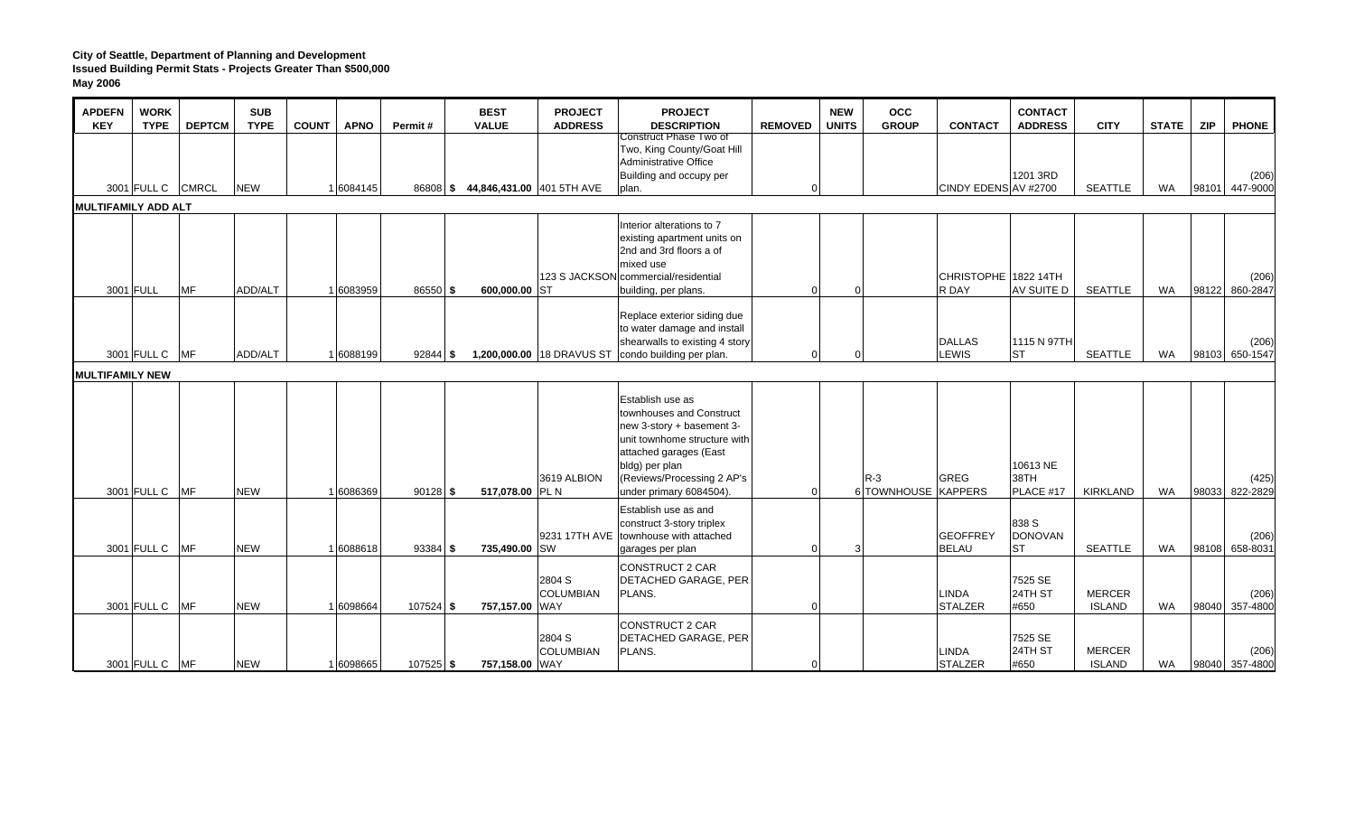**City of Seattle, Department of Planning and Development**
**Issued Building Permit Stats - Projects Greater Than $500,000**
**May 2006**

| APDEFN KEY | WORK TYPE | DEPTCM | SUB TYPE | COUNT | APNO | Permit # | BEST VALUE | PROJECT ADDRESS | PROJECT DESCRIPTION | REMOVED | NEW UNITS | OCC GROUP | CONTACT | CONTACT ADDRESS | CITY | STATE | ZIP | PHONE |
|---|---|---|---|---|---|---|---|---|---|---|---|---|---|---|---|---|---|---|
| 3001 | FULL C | CMRCL | NEW | 1 | 6084145 | 86808 | $ 44,846,431.00 | 401 5TH AVE | Construct Phase Two of Two, King County/Goat Hill Administrative Office Building and occupy per plan. | 0 | | | CINDY EDENS | 1201 3RD AV #2700 | SEATTLE | WA | 98101 | (206) 447-9000 |
| **MULTIFAMILY ADD ALT** | | | | | | | | | | | | | | | | | | |
| 3001 | FULL | MF | ADD/ALT | 1 | 6083959 | 86550 | $ 600,000.00 | 123 S JACKSON ST | Interior alterations to 7 existing apartment units on 2nd and 3rd floors of a mixed use commercial/residential building, per plans. | 0 | 0 | | CHRISTOPHER DAY | 1822 14TH AV SUITE D | SEATTLE | WA | 98122 | (206) 860-2847 |
| 3001 | FULL C | MF | ADD/ALT | 1 | 6088199 | 92844 | $ 1,200,000.00 | 18 DRAVUS ST | Replace exterior siding due to water damage and install shearwalls to existing 4 story condo building per plan. | 0 | 0 | | DALLAS LEWIS | 1115 N 97TH ST | SEATTLE | WA | 98103 | (206) 650-1547 |
| **MULTIFAMILY NEW** | | | | | | | | | | | | | | | | | | |
| 3001 | FULL C | MF | NEW | 1 | 6086369 | 90128 | $ 517,078.00 | 3619 ALBION PL N | Establish use as townhouses and Construct new 3-story + basement 3-unit townhome structure with attached garages (East bldg) per plan (Reviews/Processing 2 AP's under primary 6084504). | 0 | 6 | R-3 TOWNHOUSE | GREG KAPPERS | 10613 NE 38TH PLACE #17 | KIRKLAND | WA | 98033 | (425) 822-2829 |
| 3001 | FULL C | MF | NEW | 1 | 6088618 | 93384 | $ 735,490.00 | 9231 17TH AVE SW | Establish use as and construct 3-story triplex townhouse with attached garages per plan | 0 | 3 | | GEOFFREY BELAU | 838 S DONOVAN ST | SEATTLE | WA | 98108 | (206) 658-8031 |
| 3001 | FULL C | MF | NEW | 1 | 6098664 | 107524 | $ 757,157.00 | 2804 S COLUMBIAN WAY | CONSTRUCT 2 CAR DETACHED GARAGE, PER PLANS. | 0 | | | LINDA STALZER | 7525 SE 24TH ST #650 | MERCER ISLAND | WA | 98040 | (206) 357-4800 |
| 3001 | FULL C | MF | NEW | 1 | 6098665 | 107525 | $ 757,158.00 | 2804 S COLUMBIAN WAY | CONSTRUCT 2 CAR DETACHED GARAGE, PER PLANS. | 0 | | | LINDA STALZER | 7525 SE 24TH ST #650 | MERCER ISLAND | WA | 98040 | (206) 357-4800 |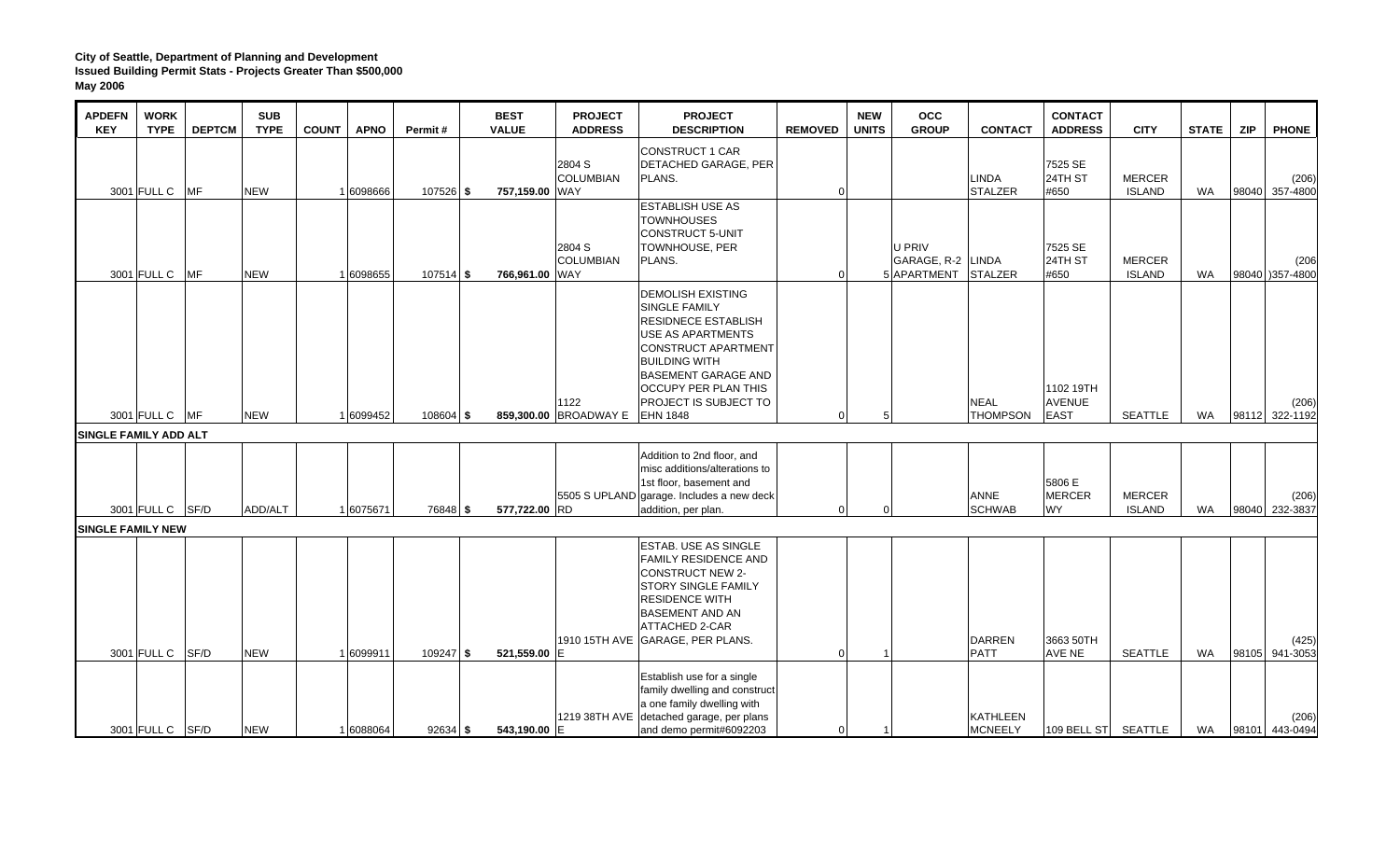**City of Seattle, Department of Planning and Development**
**Issued Building Permit Stats - Projects Greater Than $500,000**
**May 2006**

| APDEFN KEY | WORK TYPE | DEPTCM | SUB TYPE | COUNT | APNO | Permit # | BEST VALUE | PROJECT ADDRESS | PROJECT DESCRIPTION | REMOVED | NEW UNITS | OCC GROUP | CONTACT | CONTACT ADDRESS | CITY | STATE | ZIP | PHONE |
|---|---|---|---|---|---|---|---|---|---|---|---|---|---|---|---|---|---|---|
| 3001 | FULL C | MF | NEW | 1 | 6098666 | 107526 | $ 757,159.00 | 2804 S COLUMBIAN WAY | CONSTRUCT 1 CAR DETACHED GARAGE, PER PLANS. | 0 | | | LINDA STALZER | 7525 SE 24TH ST #650 | MERCER ISLAND | WA | 98040 | (206) 357-4800 |
| 3001 | FULL C | MF | NEW | 1 | 6098655 | 107514 | $ 766,961.00 | 2804 S COLUMBIAN WAY | ESTABLISH USE AS TOWNHOUSES CONSTRUCT 5-UNIT TOWNHOUSE, PER PLANS. | 0 | 5 | U PRIV GARAGE, R-2 APARTMENT | LINDA STALZER | 7525 SE 24TH ST #650 | MERCER ISLAND | WA | 98040 | (206 )357-4800 |
| 3001 | FULL C | MF | NEW | 1 | 6099452 | 108604 | $ 859,300.00 | 1122 BROADWAY E | DEMOLISH EXISTING SINGLE FAMILY RESIDNECE ESTABLISH USE AS APARTMENTS CONSTRUCT APARTMENT BUILDING WITH BASEMENT GARAGE AND OCCUPY PER PLAN THIS PROJECT IS SUBJECT TO EHN 1848 | 0 | 5 | | NEAL THOMPSON | 1102 19TH AVENUE EAST | SEATTLE | WA | 98112 | (206) 322-1192 |
| **SINGLE FAMILY ADD ALT** | | | | | | | | | | | | | | | | | | |
| 3001 | FULL C | SF/D | ADD/ALT | 1 | 6075671 | 76848 | $ 577,722.00 | 5505 S UPLAND RD | Addition to 2nd floor, and misc additions/alterations to 1st floor, basement and garage. Includes a new deck addition, per plan. | 0 | 0 | | ANNE SCHWAB | 5806 E MERCER WY | MERCER ISLAND | WA | 98040 | (206) 232-3837 |
| **SINGLE FAMILY NEW** | | | | | | | | | | | | | | | | | | |
| 3001 | FULL C | SF/D | NEW | 1 | 6099911 | 109247 | $ 521,559.00 | 1910 15TH AVE E | ESTAB. USE AS SINGLE FAMILY RESIDENCE AND CONSTRUCT NEW 2-STORY SINGLE FAMILY RESIDENCE WITH BASEMENT AND AN ATTACHED 2-CAR GARAGE, PER PLANS. | 0 | 1 | | DARREN PATT | 3663 50TH AVE NE | SEATTLE | WA | 98105 | (425) 941-3053 |
| 3001 | FULL C | SF/D | NEW | 1 | 6088064 | 92634 | $ 543,190.00 | 1219 38TH AVE E | Establish use for a single family dwelling and construct a one family dwelling with detached garage, per plans and demo permit#6092203 | 0 | 1 | | KATHLEEN MCNEELY | 109 BELL ST | SEATTLE | WA | 98101 | (206) 443-0494 |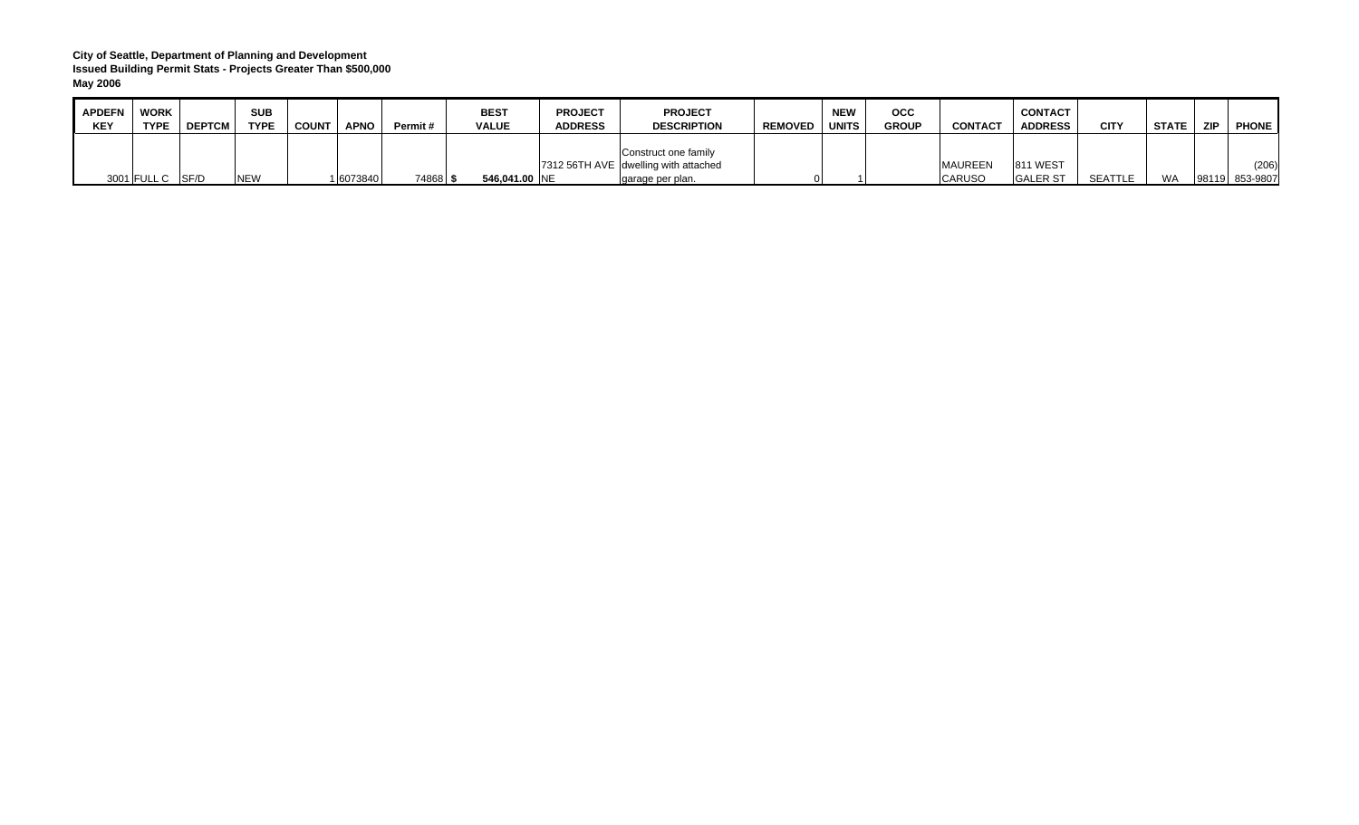**City of Seattle, Department of Planning and Development**
**Issued Building Permit Stats - Projects Greater Than $500,000**
**May 2006**

| APDEFN KEY | WORK TYPE | DEPTCM | SUB TYPE | COUNT | APNO | Permit # | BEST VALUE | PROJECT ADDRESS | PROJECT DESCRIPTION | REMOVED | NEW UNITS | OCC GROUP | CONTACT | CONTACT ADDRESS | CITY | STATE | ZIP | PHONE |
|---|---|---|---|---|---|---|---|---|---|---|---|---|---|---|---|---|---|---|
| 3001 | FULL C | SF/D | NEW | 1 | 6073840 | 74868 | $ 546,041.00 | 7312 56TH AVE NE | Construct one family dwelling with attached garage per plan. | 0 | 1 | | MAUREEN CARUSO | 811 WEST GALER ST | SEATTLE | WA | 98119 | (206) 853-9807 |